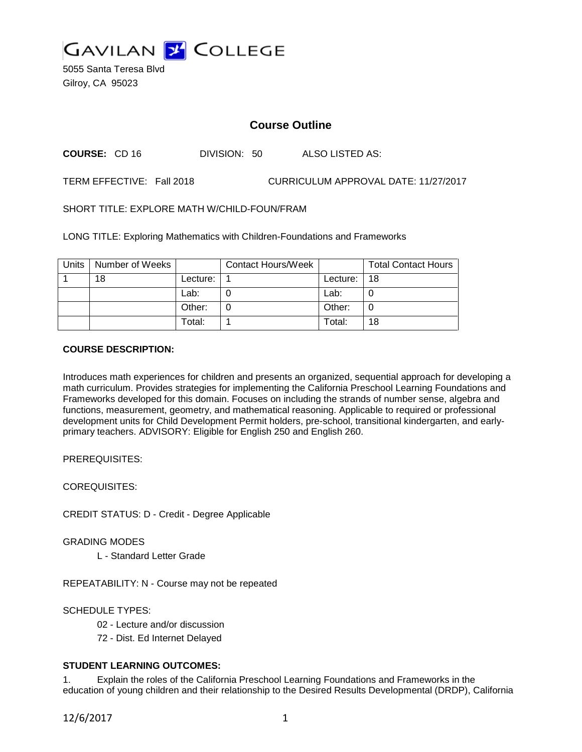# GAVILAN COLLEGE

5055 Santa Teresa Blvd
Gilroy, CA 95023

## Course Outline

**COURSE:** CD 16 DIVISION: 50 ALSO LISTED AS:

TERM EFFECTIVE: Fall 2018 CURRICULUM APPROVAL DATE: 11/27/2017

SHORT TITLE: EXPLORE MATH W/CHILD-FOUN/FRAM

LONG TITLE: Exploring Mathematics with Children-Foundations and Frameworks

| Units | Number of Weeks | | Contact Hours/Week | | Total Contact Hours |
|---|---|---|---|---|---|
| 1 | 18 | Lecture: | 1 | Lecture: | 18 |
| | | Lab: | 0 | Lab: | 0 |
| | | Other: | 0 | Other: | 0 |
| | | Total: | 1 | Total: | 18 |

**COURSE DESCRIPTION:**

Introduces math experiences for children and presents an organized, sequential approach for developing a math curriculum. Provides strategies for implementing the California Preschool Learning Foundations and Frameworks developed for this domain. Focuses on including the strands of number sense, algebra and functions, measurement, geometry, and mathematical reasoning. Applicable to required or professional development units for Child Development Permit holders, pre-school, transitional kindergarten, and early-primary teachers. ADVISORY: Eligible for English 250 and English 260.

PREREQUISITES:

COREQUISITES:

CREDIT STATUS: D - Credit - Degree Applicable

GRADING MODES

L - Standard Letter Grade

REPEATABILITY: N - Course may not be repeated

SCHEDULE TYPES:

02 - Lecture and/or discussion

72 - Dist. Ed Internet Delayed

**STUDENT LEARNING OUTCOMES:**

1. Explain the roles of the California Preschool Learning Foundations and Frameworks in the education of young children and their relationship to the Desired Results Developmental (DRDP), California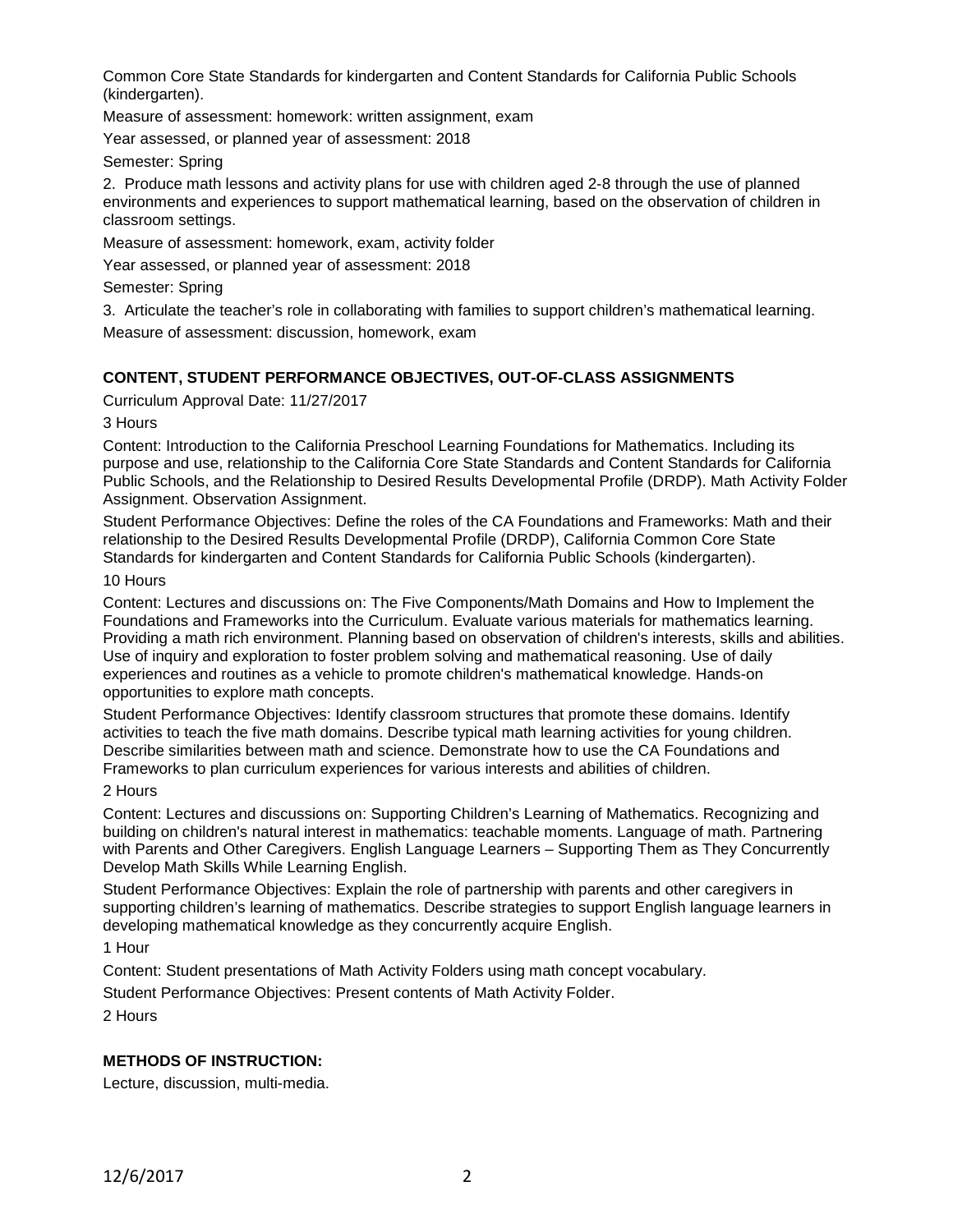Common Core State Standards for kindergarten and Content Standards for California Public Schools (kindergarten).

Measure of assessment: homework: written assignment, exam

Year assessed, or planned year of assessment: 2018

Semester: Spring

2. Produce math lessons and activity plans for use with children aged 2-8 through the use of planned environments and experiences to support mathematical learning, based on the observation of children in classroom settings.

Measure of assessment: homework, exam, activity folder

Year assessed, or planned year of assessment: 2018

Semester: Spring

3. Articulate the teacher's role in collaborating with families to support children's mathematical learning.

Measure of assessment: discussion, homework, exam

## CONTENT, STUDENT PERFORMANCE OBJECTIVES, OUT-OF-CLASS ASSIGNMENTS

Curriculum Approval Date: 11/27/2017

3 Hours

Content: Introduction to the California Preschool Learning Foundations for Mathematics. Including its purpose and use, relationship to the California Core State Standards and Content Standards for California Public Schools, and the Relationship to Desired Results Developmental Profile (DRDP). Math Activity Folder Assignment. Observation Assignment.

Student Performance Objectives: Define the roles of the CA Foundations and Frameworks: Math and their relationship to the Desired Results Developmental Profile (DRDP), California Common Core State Standards for kindergarten and Content Standards for California Public Schools (kindergarten).

10 Hours

Content: Lectures and discussions on: The Five Components/Math Domains and How to Implement the Foundations and Frameworks into the Curriculum. Evaluate various materials for mathematics learning. Providing a math rich environment. Planning based on observation of children's interests, skills and abilities. Use of inquiry and exploration to foster problem solving and mathematical reasoning. Use of daily experiences and routines as a vehicle to promote children's mathematical knowledge. Hands-on opportunities to explore math concepts.

Student Performance Objectives: Identify classroom structures that promote these domains. Identify activities to teach the five math domains. Describe typical math learning activities for young children. Describe similarities between math and science. Demonstrate how to use the CA Foundations and Frameworks to plan curriculum experiences for various interests and abilities of children.

2 Hours

Content: Lectures and discussions on: Supporting Children's Learning of Mathematics. Recognizing and building on children's natural interest in mathematics: teachable moments. Language of math. Partnering with Parents and Other Caregivers. English Language Learners – Supporting Them as They Concurrently Develop Math Skills While Learning English.

Student Performance Objectives: Explain the role of partnership with parents and other caregivers in supporting children's learning of mathematics. Describe strategies to support English language learners in developing mathematical knowledge as they concurrently acquire English.

1 Hour

Content: Student presentations of Math Activity Folders using math concept vocabulary.

Student Performance Objectives: Present contents of Math Activity Folder.

2 Hours

## METHODS OF INSTRUCTION:

Lecture, discussion, multi-media.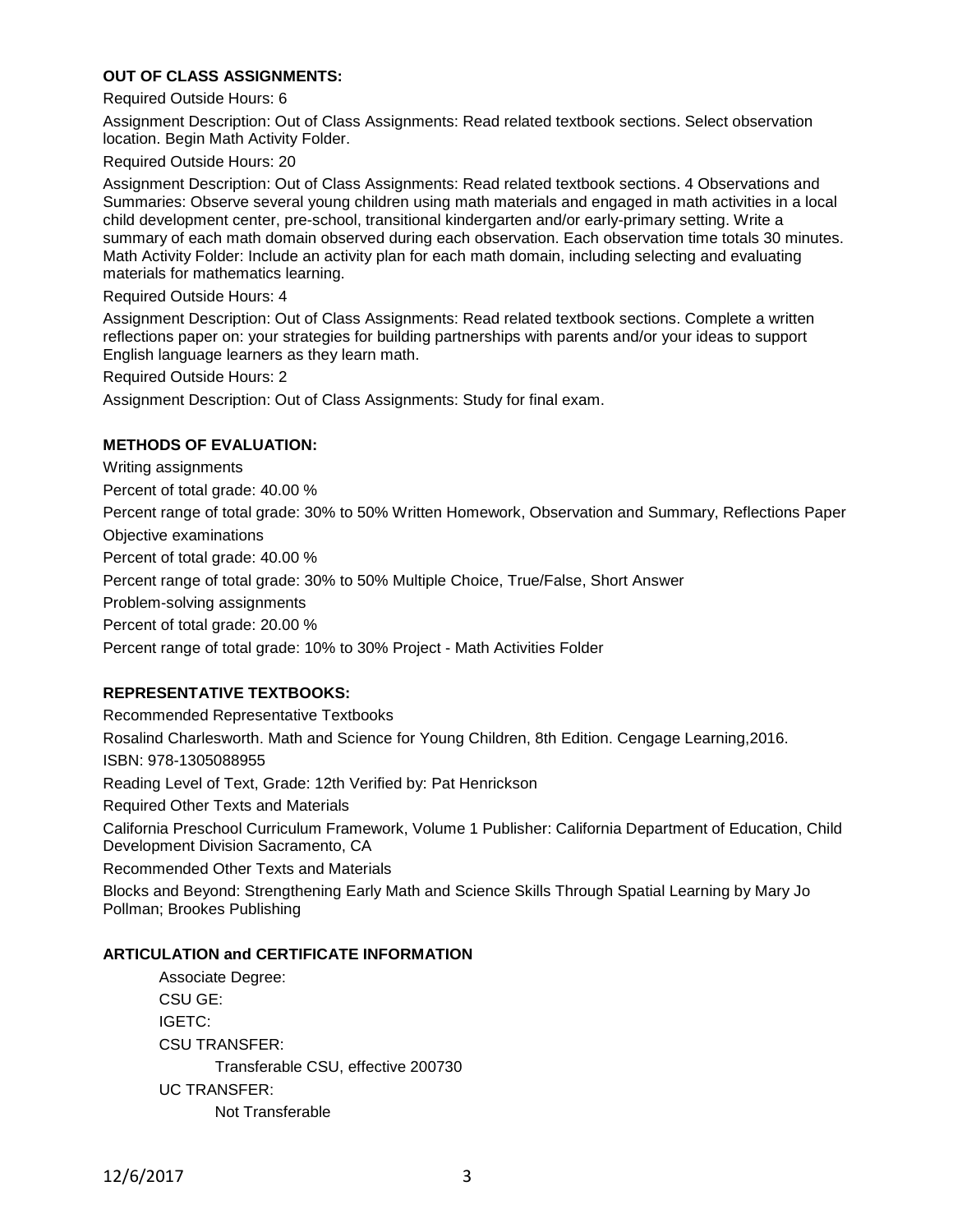**OUT OF CLASS ASSIGNMENTS:**

Required Outside Hours: 6

Assignment Description: Out of Class Assignments: Read related textbook sections. Select observation location. Begin Math Activity Folder.

Required Outside Hours: 20

Assignment Description: Out of Class Assignments: Read related textbook sections. 4 Observations and Summaries: Observe several young children using math materials and engaged in math activities in a local child development center, pre-school, transitional kindergarten and/or early-primary setting. Write a summary of each math domain observed during each observation. Each observation time totals 30 minutes. Math Activity Folder: Include an activity plan for each math domain, including selecting and evaluating materials for mathematics learning.

Required Outside Hours: 4

Assignment Description: Out of Class Assignments: Read related textbook sections. Complete a written reflections paper on: your strategies for building partnerships with parents and/or your ideas to support English language learners as they learn math.

Required Outside Hours: 2

Assignment Description: Out of Class Assignments: Study for final exam.

**METHODS OF EVALUATION:**

Writing assignments

Percent of total grade: 40.00 %

Percent range of total grade: 30% to 50% Written Homework, Observation and Summary, Reflections Paper

Objective examinations

Percent of total grade: 40.00 %

Percent range of total grade: 30% to 50% Multiple Choice, True/False, Short Answer

Problem-solving assignments

Percent of total grade: 20.00 %

Percent range of total grade: 10% to 30% Project - Math Activities Folder

**REPRESENTATIVE TEXTBOOKS:**

Recommended Representative Textbooks

Rosalind Charlesworth. Math and Science for Young Children, 8th Edition. Cengage Learning,2016.

ISBN: 978-1305088955

Reading Level of Text, Grade: 12th Verified by: Pat Henrickson

Required Other Texts and Materials

California Preschool Curriculum Framework, Volume 1 Publisher: California Department of Education, Child Development Division Sacramento, CA

Recommended Other Texts and Materials

Blocks and Beyond: Strengthening Early Math and Science Skills Through Spatial Learning by Mary Jo Pollman; Brookes Publishing

**ARTICULATION and CERTIFICATE INFORMATION**

Associate Degree:

CSU GE:

IGETC:

CSU TRANSFER:

Transferable CSU, effective 200730

UC TRANSFER:

Not Transferable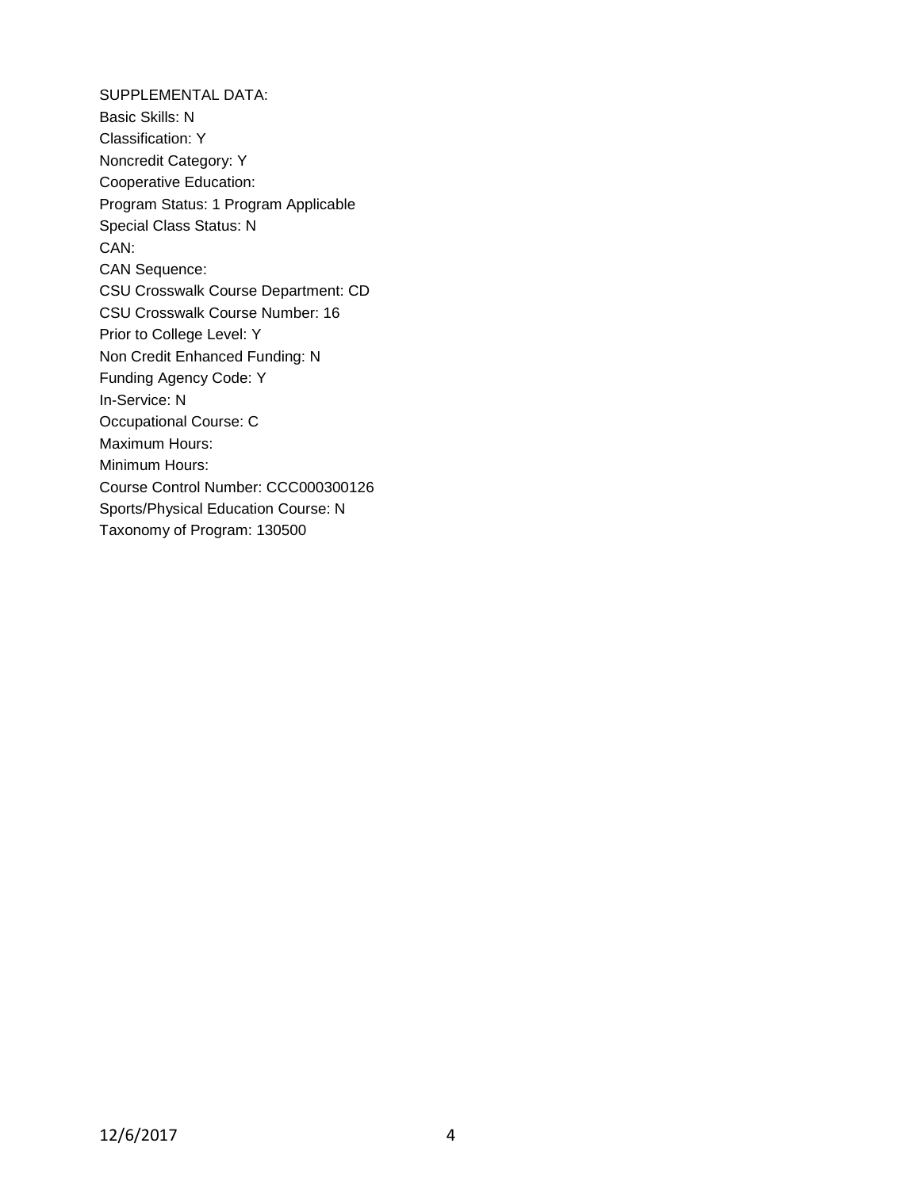SUPPLEMENTAL DATA:
Basic Skills: N
Classification: Y
Noncredit Category: Y
Cooperative Education:
Program Status: 1 Program Applicable
Special Class Status: N
CAN:
CAN Sequence:
CSU Crosswalk Course Department: CD
CSU Crosswalk Course Number: 16
Prior to College Level: Y
Non Credit Enhanced Funding: N
Funding Agency Code: Y
In-Service: N
Occupational Course: C
Maximum Hours:
Minimum Hours:
Course Control Number: CCC000300126
Sports/Physical Education Course: N
Taxonomy of Program: 130500